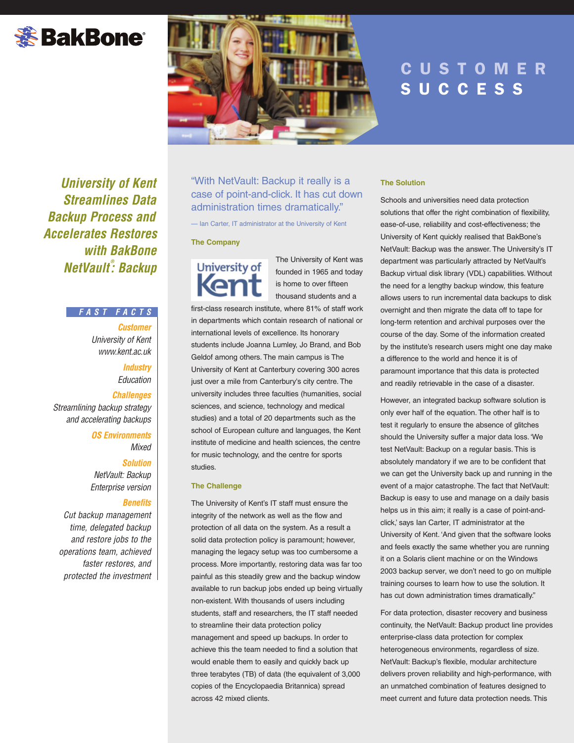# CUSTOMER SUCCESS

## University of Kent Streamlines Data Backup Process and Accelerates Restores with BakBone NetVault®: Backup

### FAST FACTS

**Customer**
University of Kent
www.kent.ac.uk

**Industry**
Education

**Challenges**
Streamlining backup strategy and accelerating backups

**OS Environments**
Mixed

**Solution**
NetVault: Backup Enterprise version

**Benefits**
Cut backup management time, delegated backup and restore jobs to the operations team, achieved faster restores, and protected the investment

"With NetVault: Backup it really is a case of point-and-click. It has cut down administration times dramatically."

— Ian Carter, IT administrator at the University of Kent

### The Company

The University of Kent was founded in 1965 and today is home to over fifteen thousand students and a first-class research institute, where 81% of staff work in departments which contain research of national or international levels of excellence. Its honorary students include Joanna Lumley, Jo Brand, and Bob Geldof among others. The main campus is The University of Kent at Canterbury covering 300 acres just over a mile from Canterbury's city centre. The university includes three faculties (humanities, social sciences, and science, technology and medical studies) and a total of 20 departments such as the school of European culture and languages, the Kent institute of medicine and health sciences, the centre for music technology, and the centre for sports studies.

### The Challenge

The University of Kent's IT staff must ensure the integrity of the network as well as the flow and protection of all data on the system. As a result a solid data protection policy is paramount; however, managing the legacy setup was too cumbersome a process. More importantly, restoring data was far too painful as this steadily grew and the backup window available to run backup jobs ended up being virtually non-existent. With thousands of users including students, staff and researchers, the IT staff needed to streamline their data protection policy management and speed up backups. In order to achieve this the team needed to find a solution that would enable them to easily and quickly back up three terabytes (TB) of data (the equivalent of 3,000 copies of the Encyclopaedia Britannica) spread across 42 mixed clients.

### The Solution

Schools and universities need data protection solutions that offer the right combination of flexibility, ease-of-use, reliability and cost-effectiveness; the University of Kent quickly realised that BakBone's NetVault: Backup was the answer. The University's IT department was particularly attracted by NetVault's Backup virtual disk library (VDL) capabilities. Without the need for a lengthy backup window, this feature allows users to run incremental data backups to disk overnight and then migrate the data off to tape for long-term retention and archival purposes over the course of the day. Some of the information created by the institute's research users might one day make a difference to the world and hence it is of paramount importance that this data is protected and readily retrievable in the case of a disaster.

However, an integrated backup software solution is only ever half of the equation. The other half is to test it regularly to ensure the absence of glitches should the University suffer a major data loss. 'We test NetVault: Backup on a regular basis. This is absolutely mandatory if we are to be confident that we can get the University back up and running in the event of a major catastrophe. The fact that NetVault: Backup is easy to use and manage on a daily basis helps us in this aim; it really is a case of point-and-click,' says Ian Carter, IT administrator at the University of Kent. 'And given that the software looks and feels exactly the same whether you are running it on a Solaris client machine or on the Windows 2003 backup server, we don't need to go on multiple training courses to learn how to use the solution. It has cut down administration times dramatically.'

For data protection, disaster recovery and business continuity, the NetVault: Backup product line provides enterprise-class data protection for complex heterogeneous environments, regardless of size. NetVault: Backup's flexible, modular architecture delivers proven reliability and high-performance, with an unmatched combination of features designed to meet current and future data protection needs. This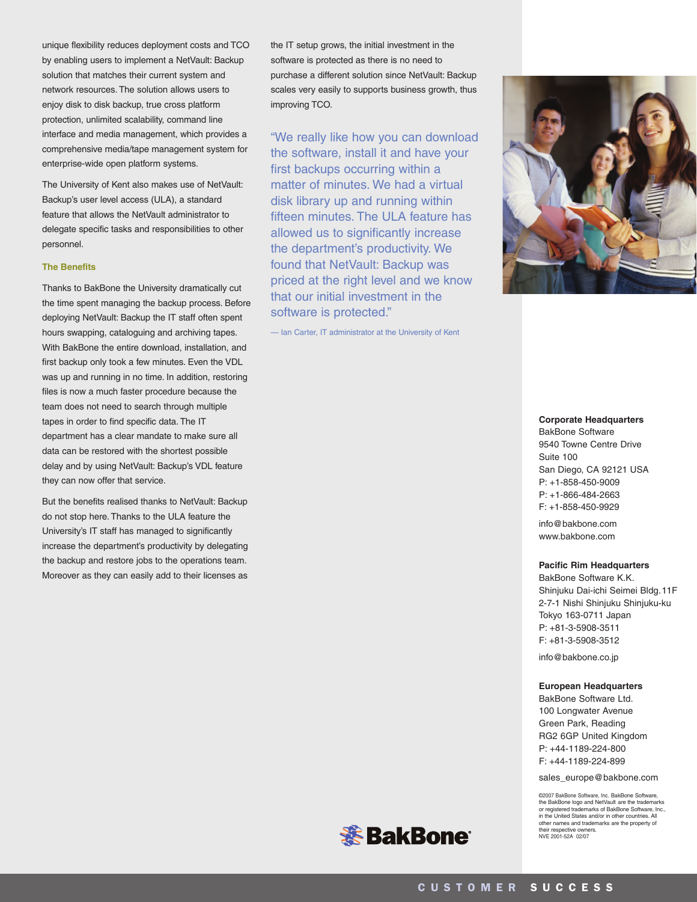unique flexibility reduces deployment costs and TCO by enabling users to implement a NetVault: Backup solution that matches their current system and network resources. The solution allows users to enjoy disk to disk backup, true cross platform protection, unlimited scalability, command line interface and media management, which provides a comprehensive media/tape management system for enterprise-wide open platform systems.

The University of Kent also makes use of NetVault: Backup's user level access (ULA), a standard feature that allows the NetVault administrator to delegate specific tasks and responsibilities to other personnel.

### The Benefits

Thanks to BakBone the University dramatically cut the time spent managing the backup process. Before deploying NetVault: Backup the IT staff often spent hours swapping, cataloguing and archiving tapes. With BakBone the entire download, installation, and first backup only took a few minutes. Even the VDL was up and running in no time. In addition, restoring files is now a much faster procedure because the team does not need to search through multiple tapes in order to find specific data. The IT department has a clear mandate to make sure all data can be restored with the shortest possible delay and by using NetVault: Backup's VDL feature they can now offer that service.

But the benefits realised thanks to NetVault: Backup do not stop here. Thanks to the ULA feature the University's IT staff has managed to significantly increase the department's productivity by delegating the backup and restore jobs to the operations team. Moreover as they can easily add to their licenses as the IT setup grows, the initial investment in the software is protected as there is no need to purchase a different solution since NetVault: Backup scales very easily to supports business growth, thus improving TCO.

"We really like how you can download the software, install it and have your first backups occurring within a matter of minutes. We had a virtual disk library up and running within fifteen minutes. The ULA feature has allowed us to significantly increase the department's productivity. We found that NetVault: Backup was priced at the right level and we know that our initial investment in the software is protected."

— Ian Carter, IT administrator at the University of Kent

**Corporate Headquarters**
BakBone Software
9540 Towne Centre Drive
Suite 100
San Diego, CA 92121 USA
P: +1-858-450-9009
P: +1-866-484-2663
F: +1-858-450-9929

info@bakbone.com
www.bakbone.com

**Pacific Rim Headquarters**
BakBone Software K.K.
Shinjuku Dai-ichi Seimei Bldg.11F
2-7-1 Nishi Shinjuku Shinjuku-ku
Tokyo 163-0711 Japan
P: +81-3-5908-3511
F: +81-3-5908-3512

info@bakbone.co.jp

**European Headquarters**
BakBone Software Ltd.
100 Longwater Avenue
Green Park, Reading
RG2 6GP United Kingdom
P: +44-1189-224-800
F: +44-1189-224-899

sales_europe@bakbone.com

©2007 BakBone Software, Inc. BakBone Software, the BakBone logo and NetVault are the trademarks or registered trademarks of BakBone Software, Inc., in the United States and/or in other countries. All other names and trademarks are the property of their respective owners.
NVE 2001-52A 02/07

BakBone®

CUSTOMER SUCCESS